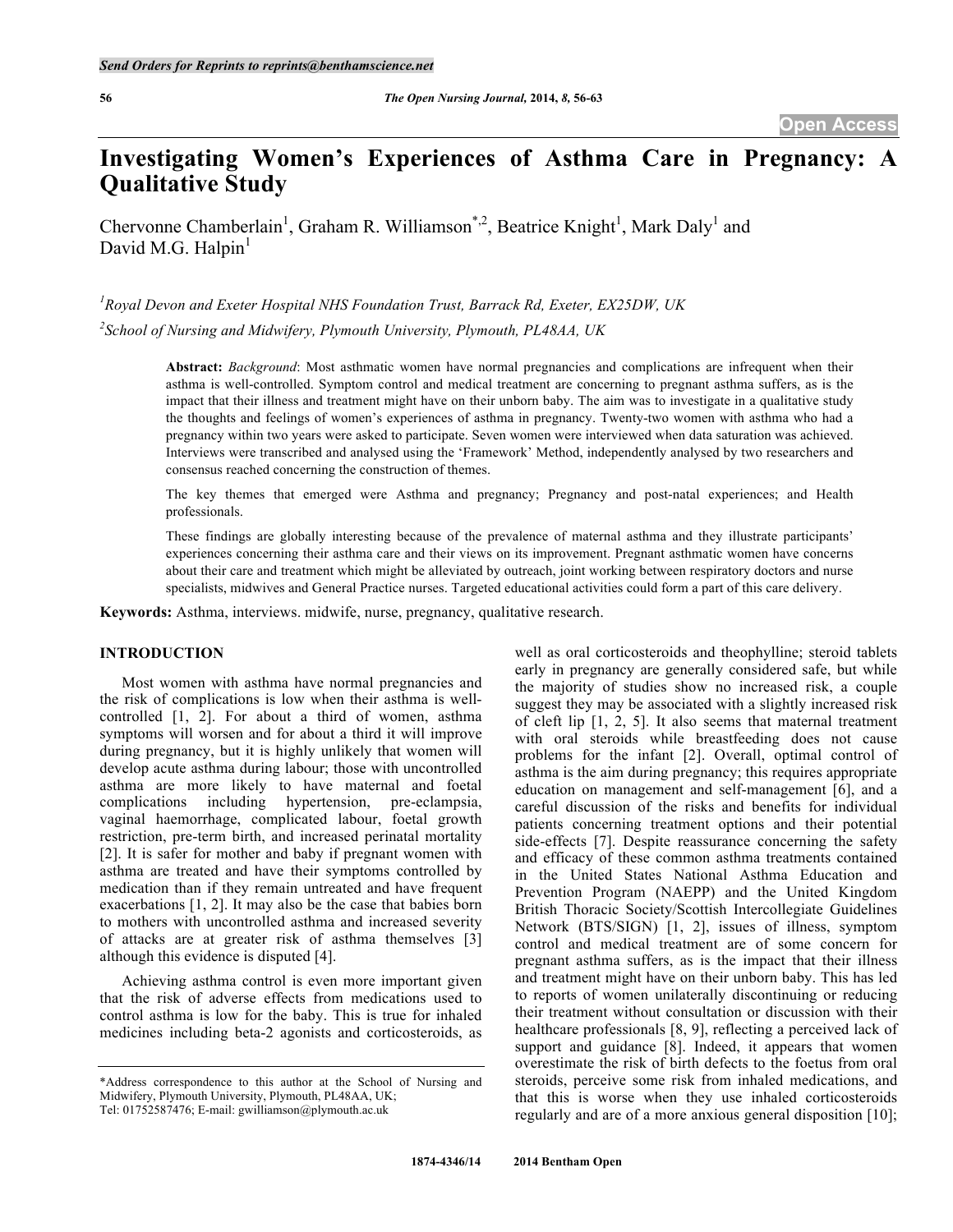# Investigating Women's Experiences of Asthma Care in Pregnancy: A Qualitative Study

Chervonne Chamberlain[1], Graham R. Williamson[*,2], Beatrice Knight[1], Mark Daly[1] and David M.G. Halpin[1]

[1]Royal Devon and Exeter Hospital NHS Foundation Trust, Barrack Rd, Exeter, EX25DW, UK

[2]School of Nursing and Midwifery, Plymouth University, Plymouth, PL48AA, UK

**Abstract:** *Background*: Most asthmatic women have normal pregnancies and complications are infrequent when their asthma is well-controlled. Symptom control and medical treatment are concerning to pregnant asthma suffers, as is the impact that their illness and treatment might have on their unborn baby. The aim was to investigate in a qualitative study the thoughts and feelings of women's experiences of asthma in pregnancy. Twenty-two women with asthma who had a pregnancy within two years were asked to participate. Seven women were interviewed when data saturation was achieved. Interviews were transcribed and analysed using the 'Framework' Method, independently analysed by two researchers and consensus reached concerning the construction of themes.

The key themes that emerged were Asthma and pregnancy; Pregnancy and post-natal experiences; and Health professionals.

These findings are globally interesting because of the prevalence of maternal asthma and they illustrate participants' experiences concerning their asthma care and their views on its improvement. Pregnant asthmatic women have concerns about their care and treatment which might be alleviated by outreach, joint working between respiratory doctors and nurse specialists, midwives and General Practice nurses. Targeted educational activities could form a part of this care delivery.

**Keywords:** Asthma, interviews. midwife, nurse, pregnancy, qualitative research.

## INTRODUCTION

Most women with asthma have normal pregnancies and the risk of complications is low when their asthma is well-controlled [1, 2]. For about a third of women, asthma symptoms will worsen and for about a third it will improve during pregnancy, but it is highly unlikely that women will develop acute asthma during labour; those with uncontrolled asthma are more likely to have maternal and foetal complications including hypertension, pre-eclampsia, vaginal haemorrhage, complicated labour, foetal growth restriction, pre-term birth, and increased perinatal mortality [2]. It is safer for mother and baby if pregnant women with asthma are treated and have their symptoms controlled by medication than if they remain untreated and have frequent exacerbations [1, 2]. It may also be the case that babies born to mothers with uncontrolled asthma and increased severity of attacks are at greater risk of asthma themselves [3] although this evidence is disputed [4].

Achieving asthma control is even more important given that the risk of adverse effects from medications used to control asthma is low for the baby. This is true for inhaled medicines including beta-2 agonists and corticosteroids, as well as oral corticosteroids and theophylline; steroid tablets early in pregnancy are generally considered safe, but while the majority of studies show no increased risk, a couple suggest they may be associated with a slightly increased risk of cleft lip [1, 2, 5]. It also seems that maternal treatment with oral steroids while breastfeeding does not cause problems for the infant [2]. Overall, optimal control of asthma is the aim during pregnancy; this requires appropriate education on management and self-management [6], and a careful discussion of the risks and benefits for individual patients concerning treatment options and their potential side-effects [7]. Despite reassurance concerning the safety and efficacy of these common asthma treatments contained in the United States National Asthma Education and Prevention Program (NAEPP) and the United Kingdom British Thoracic Society/Scottish Intercollegiate Guidelines Network (BTS/SIGN) [1, 2], issues of illness, symptom control and medical treatment are of some concern for pregnant asthma suffers, as is the impact that their illness and treatment might have on their unborn baby. This has led to reports of women unilaterally discontinuing or reducing their treatment without consultation or discussion with their healthcare professionals [8, 9], reflecting a perceived lack of support and guidance [8]. Indeed, it appears that women overestimate the risk of birth defects to the foetus from oral steroids, perceive some risk from inhaled medications, and that this is worse when they use inhaled corticosteroids regularly and are of a more anxious general disposition [10];

*Address correspondence to this author at the School of Nursing and Midwifery, Plymouth University, Plymouth, PL48AA, UK; Tel: 01752587476; E-mail: gwilliamson@plymouth.ac.uk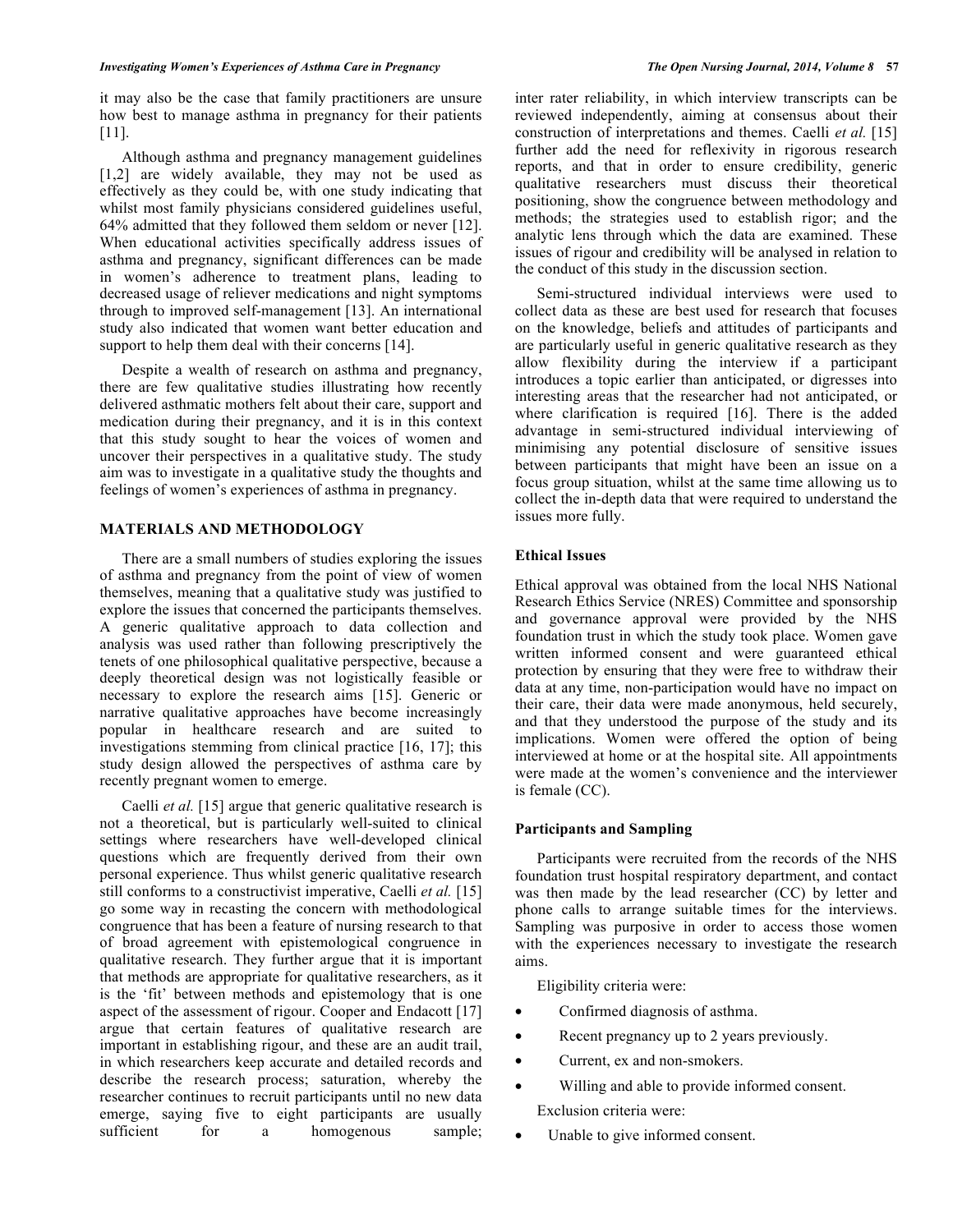it may also be the case that family practitioners are unsure how best to manage asthma in pregnancy for their patients [11].

Although asthma and pregnancy management guidelines [1,2] are widely available, they may not be used as effectively as they could be, with one study indicating that whilst most family physicians considered guidelines useful, 64% admitted that they followed them seldom or never [12]. When educational activities specifically address issues of asthma and pregnancy, significant differences can be made in women's adherence to treatment plans, leading to decreased usage of reliever medications and night symptoms through to improved self-management [13]. An international study also indicated that women want better education and support to help them deal with their concerns [14].

Despite a wealth of research on asthma and pregnancy, there are few qualitative studies illustrating how recently delivered asthmatic mothers felt about their care, support and medication during their pregnancy, and it is in this context that this study sought to hear the voices of women and uncover their perspectives in a qualitative study. The study aim was to investigate in a qualitative study the thoughts and feelings of women's experiences of asthma in pregnancy.

## MATERIALS AND METHODOLOGY

There are a small numbers of studies exploring the issues of asthma and pregnancy from the point of view of women themselves, meaning that a qualitative study was justified to explore the issues that concerned the participants themselves. A generic qualitative approach to data collection and analysis was used rather than following prescriptively the tenets of one philosophical qualitative perspective, because a deeply theoretical design was not logistically feasible or necessary to explore the research aims [15]. Generic or narrative qualitative approaches have become increasingly popular in healthcare research and are suited to investigations stemming from clinical practice [16, 17]; this study design allowed the perspectives of asthma care by recently pregnant women to emerge.

Caelli *et al.* [15] argue that generic qualitative research is not a theoretical, but is particularly well-suited to clinical settings where researchers have well-developed clinical questions which are frequently derived from their own personal experience. Thus whilst generic qualitative research still conforms to a constructivist imperative, Caelli *et al.* [15] go some way in recasting the concern with methodological congruence that has been a feature of nursing research to that of broad agreement with epistemological congruence in qualitative research. They further argue that it is important that methods are appropriate for qualitative researchers, as it is the 'fit' between methods and epistemology that is one aspect of the assessment of rigour. Cooper and Endacott [17] argue that certain features of qualitative research are important in establishing rigour, and these are an audit trail, in which researchers keep accurate and detailed records and describe the research process; saturation, whereby the researcher continues to recruit participants until no new data emerge, saying five to eight participants are usually sufficient for a homogenous sample; inter rater reliability, in which interview transcripts can be reviewed independently, aiming at consensus about their construction of interpretations and themes. Caelli *et al.* [15] further add the need for reflexivity in rigorous research reports, and that in order to ensure credibility, generic qualitative researchers must discuss their theoretical positioning, show the congruence between methodology and methods; the strategies used to establish rigor; and the analytic lens through which the data are examined. These issues of rigour and credibility will be analysed in relation to the conduct of this study in the discussion section.

Semi-structured individual interviews were used to collect data as these are best used for research that focuses on the knowledge, beliefs and attitudes of participants and are particularly useful in generic qualitative research as they allow flexibility during the interview if a participant introduces a topic earlier than anticipated, or digresses into interesting areas that the researcher had not anticipated, or where clarification is required [16]. There is the added advantage in semi-structured individual interviewing of minimising any potential disclosure of sensitive issues between participants that might have been an issue on a focus group situation, whilst at the same time allowing us to collect the in-depth data that were required to understand the issues more fully.

### Ethical Issues

Ethical approval was obtained from the local NHS National Research Ethics Service (NRES) Committee and sponsorship and governance approval were provided by the NHS foundation trust in which the study took place. Women gave written informed consent and were guaranteed ethical protection by ensuring that they were free to withdraw their data at any time, non-participation would have no impact on their care, their data were made anonymous, held securely, and that they understood the purpose of the study and its implications. Women were offered the option of being interviewed at home or at the hospital site. All appointments were made at the women's convenience and the interviewer is female (CC).

### Participants and Sampling

Participants were recruited from the records of the NHS foundation trust hospital respiratory department, and contact was then made by the lead researcher (CC) by letter and phone calls to arrange suitable times for the interviews. Sampling was purposive in order to access those women with the experiences necessary to investigate the research aims.

Eligibility criteria were:

- Confirmed diagnosis of asthma.
- Recent pregnancy up to 2 years previously.
- Current, ex and non-smokers.
- Willing and able to provide informed consent.

Exclusion criteria were:

- Unable to give informed consent.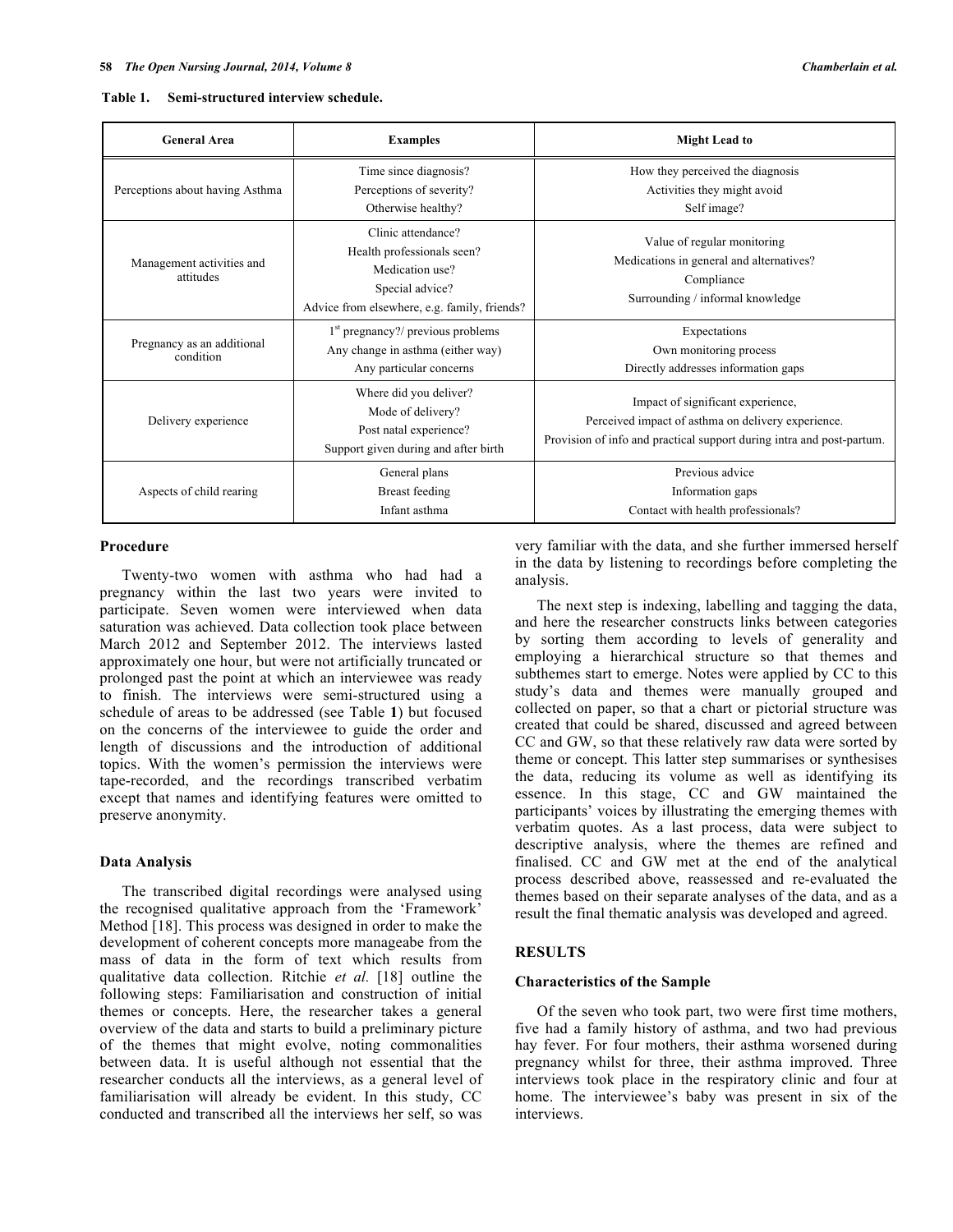**Table 1. Semi-structured interview schedule.**

| General Area | Examples | Might Lead to |
|---|---|---|
| Perceptions about having Asthma | Time since diagnosis?<br>Perceptions of severity?<br>Otherwise healthy? | How they perceived the diagnosis<br>Activities they might avoid<br>Self image? |
| Management activities and attitudes | Clinic attendance?<br>Health professionals seen?<br>Medication use?<br>Special advice?<br>Advice from elsewhere, e.g. family, friends? | Value of regular monitoring<br>Medications in general and alternatives?<br>Compliance<br>Surrounding / informal knowledge |
| Pregnancy as an additional condition | 1st pregnancy?/ previous problems<br>Any change in asthma (either way)<br>Any particular concerns | Expectations<br>Own monitoring process<br>Directly addresses information gaps |
| Delivery experience | Where did you deliver?<br>Mode of delivery?<br>Post natal experience?<br>Support given during and after birth | Impact of significant experience,<br>Perceived impact of asthma on delivery experience.<br>Provision of info and practical support during intra and post-partum. |
| Aspects of child rearing | General plans<br>Breast feeding<br>Infant asthma | Previous advice<br>Information gaps<br>Contact with health professionals? |

### Procedure

Twenty-two women with asthma who had had a pregnancy within the last two years were invited to participate. Seven women were interviewed when data saturation was achieved. Data collection took place between March 2012 and September 2012. The interviews lasted approximately one hour, but were not artificially truncated or prolonged past the point at which an interviewee was ready to finish. The interviews were semi-structured using a schedule of areas to be addressed (see Table **1**) but focused on the concerns of the interviewee to guide the order and length of discussions and the introduction of additional topics. With the women's permission the interviews were tape-recorded, and the recordings transcribed verbatim except that names and identifying features were omitted to preserve anonymity.

### Data Analysis

The transcribed digital recordings were analysed using the recognised qualitative approach from the 'Framework' Method [18]. This process was designed in order to make the development of coherent concepts more manageabe from the mass of data in the form of text which results from qualitative data collection. Ritchie *et al.* [18] outline the following steps: Familiarisation and construction of initial themes or concepts. Here, the researcher takes a general overview of the data and starts to build a preliminary picture of the themes that might evolve, noting commonalities between data. It is useful although not essential that the researcher conducts all the interviews, as a general level of familiarisation will already be evident. In this study, CC conducted and transcribed all the interviews her self, so was very familiar with the data, and she further immersed herself in the data by listening to recordings before completing the analysis.

The next step is indexing, labelling and tagging the data, and here the researcher constructs links between categories by sorting them according to levels of generality and employing a hierarchical structure so that themes and subthemes start to emerge. Notes were applied by CC to this study's data and themes were manually grouped and collected on paper, so that a chart or pictorial structure was created that could be shared, discussed and agreed between CC and GW, so that these relatively raw data were sorted by theme or concept. This latter step summarises or synthesises the data, reducing its volume as well as identifying its essence. In this stage, CC and GW maintained the participants' voices by illustrating the emerging themes with verbatim quotes. As a last process, data were subject to descriptive analysis, where the themes are refined and finalised. CC and GW met at the end of the analytical process described above, reassessed and re-evaluated the themes based on their separate analyses of the data, and as a result the final thematic analysis was developed and agreed.

## RESULTS

### Characteristics of the Sample

Of the seven who took part, two were first time mothers, five had a family history of asthma, and two had previous hay fever. For four mothers, their asthma worsened during pregnancy whilst for three, their asthma improved. Three interviews took place in the respiratory clinic and four at home. The interviewee's baby was present in six of the interviews.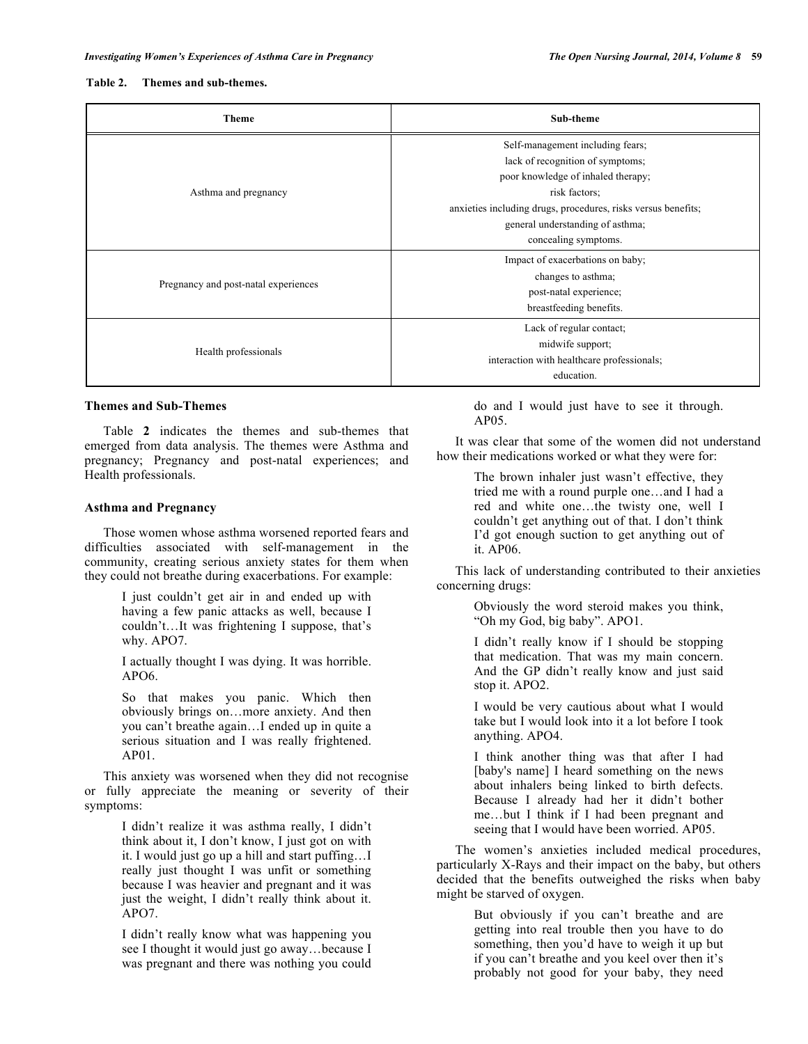**Table 2. Themes and sub-themes.**

| Theme | Sub-theme |
|---|---|
| Asthma and pregnancy | Self-management including fears; lack of recognition of symptoms; poor knowledge of inhaled therapy; risk factors; anxieties including drugs, procedures, risks versus benefits; general understanding of asthma; concealing symptoms. |
| Pregnancy and post-natal experiences | Impact of exacerbations on baby; changes to asthma; post-natal experience; breastfeeding benefits. |
| Health professionals | Lack of regular contact; midwife support; interaction with healthcare professionals; education. |

### Themes and Sub-Themes

Table **2** indicates the themes and sub-themes that emerged from data analysis. The themes were Asthma and pregnancy; Pregnancy and post-natal experiences; and Health professionals.

### Asthma and Pregnancy

Those women whose asthma worsened reported fears and difficulties associated with self-management in the community, creating serious anxiety states for them when they could not breathe during exacerbations. For example:

> I just couldn't get air in and ended up with having a few panic attacks as well, because I couldn't…It was frightening I suppose, that's why. APO7.

> I actually thought I was dying. It was horrible. APO6.

> So that makes you panic. Which then obviously brings on…more anxiety. And then you can't breathe again…I ended up in quite a serious situation and I was really frightened. AP01.

This anxiety was worsened when they did not recognise or fully appreciate the meaning or severity of their symptoms:

> I didn't realize it was asthma really, I didn't think about it, I don't know, I just got on with it. I would just go up a hill and start puffing…I really just thought I was unfit or something because I was heavier and pregnant and it was just the weight, I didn't really think about it. APO7.

> I didn't really know what was happening you see I thought it would just go away…because I was pregnant and there was nothing you could do and I would just have to see it through. AP05.

It was clear that some of the women did not understand how their medications worked or what they were for:

> The brown inhaler just wasn't effective, they tried me with a round purple one…and I had a red and white one…the twisty one, well I couldn't get anything out of that. I don't think I'd got enough suction to get anything out of it. AP06.

This lack of understanding contributed to their anxieties concerning drugs:

> Obviously the word steroid makes you think, "Oh my God, big baby". APO1.

> I didn't really know if I should be stopping that medication. That was my main concern. And the GP didn't really know and just said stop it. APO2.

> I would be very cautious about what I would take but I would look into it a lot before I took anything. APO4.

> I think another thing was that after I had [baby's name] I heard something on the news about inhalers being linked to birth defects. Because I already had her it didn't bother me…but I think if I had been pregnant and seeing that I would have been worried. AP05.

The women's anxieties included medical procedures, particularly X-Rays and their impact on the baby, but others decided that the benefits outweighed the risks when baby might be starved of oxygen.

> But obviously if you can't breathe and are getting into real trouble then you have to do something, then you'd have to weigh it up but if you can't breathe and you keel over then it's probably not good for your baby, they need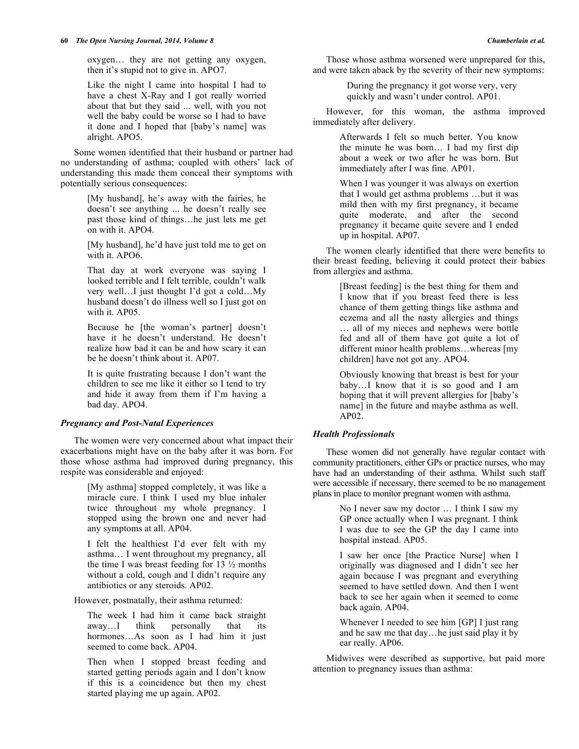oxygen… they are not getting any oxygen, then it's stupid not to give in. APO7.

> Like the night I came into hospital I had to have a chest X-Ray and I got really worried about that but they said ... well, with you not well the baby could be worse so I had to have it done and I hoped that [baby's name] was alright. APO5.

Some women identified that their husband or partner had no understanding of asthma; coupled with others' lack of understanding this made them conceal their symptoms with potentially serious consequences:

> [My husband], he's away with the fairies, he doesn't see anything ... he doesn't really see past those kind of things…he just lets me get on with it. APO4.

> [My husband], he'd have just told me to get on with it. APO6.

> That day at work everyone was saying I looked terrible and I felt terrible, couldn't walk very well…I just thought I'd got a cold…My husband doesn't do illness well so I just got on with it. AP05.

> Because he [the woman's partner] doesn't have it he doesn't understand. He doesn't realize how bad it can be and how scary it can be he doesn't think about it. AP07.

> It is quite frustrating because I don't want the children to see me like it either so I tend to try and hide it away from them if I'm having a bad day. APO4.

### *Pregnancy and Post-Natal Experiences*

The women were very concerned about what impact their exacerbations might have on the baby after it was born. For those whose asthma had improved during pregnancy, this respite was considerable and enjoyed:

> [My asthma] stopped completely, it was like a miracle cure. I think I used my blue inhaler twice throughout my whole pregnancy. I stopped using the brown one and never had any symptoms at all. AP04.

> I felt the healthiest I'd ever felt with my asthma… I went throughout my pregnancy, all the time I was breast feeding for 13 ½ months without a cold, cough and I didn't require any antibiotics or any steroids. AP02.

However, postnatally, their asthma returned:

> The week I had him it came back straight away…I think personally that its hormones…As soon as I had him it just seemed to come back. AP04.

> Then when I stopped breast feeding and started getting periods again and I don't know if this is a coincidence but then my chest started playing me up again. AP02.

Those whose asthma worsened were unprepared for this, and were taken aback by the severity of their new symptoms:

> During the pregnancy it got worse very, very quickly and wasn't under control. AP01.

However, for this woman, the asthma improved immediately after delivery.

> Afterwards I felt so much better. You know the minute he was born… I had my first dip about a week or two after he was born. But immediately after I was fine. AP01.

> When I was younger it was always on exertion that I would get asthma problems …but it was mild then with my first pregnancy, it became quite moderate, and after the second pregnancy it became quite severe and I ended up in hospital. AP07.

The women clearly identified that there were benefits to their breast feeding, believing it could protect their babies from allergies and asthma.

> [Breast feeding] is the best thing for them and I know that if you breast feed there is less chance of them getting things like asthma and eczema and all the nasty allergies and things … all of my nieces and nephews were bottle fed and all of them have got quite a lot of different minor health problems…whereas [my children] have not got any. APO4.

> Obviously knowing that breast is best for your baby…I know that it is so good and I am hoping that it will prevent allergies for [baby's name] in the future and maybe asthma as well. AP02.

### *Health Professionals*

These women did not generally have regular contact with community practitioners, either GPs or practice nurses, who may have had an understanding of their asthma. Whilst such staff were accessible if necessary, there seemed to be no management plans in place to monitor pregnant women with asthma.

> No I never saw my doctor … I think I saw my GP once actually when I was pregnant. I think I was due to see the GP the day I came into hospital instead. AP05.

> I saw her once [the Practice Nurse] when I originally was diagnosed and I didn't see her again because I was pregnant and everything seemed to have settled down. And then I went back to see her again when it seemed to come back again. AP04.

> Whenever I needed to see him [GP] I just rang and he saw me that day…he just said play it by ear really. AP06.

Midwives were described as supportive, but paid more attention to pregnancy issues than asthma: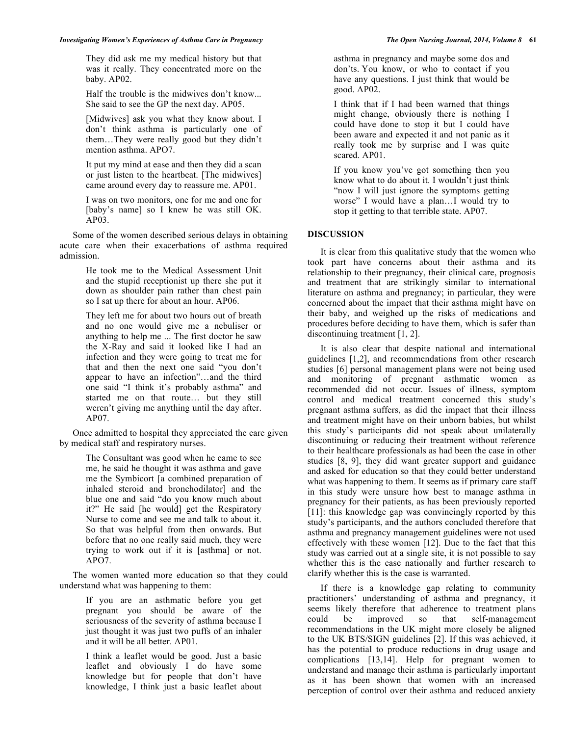> They did ask me my medical history but that was it really. They concentrated more on the baby. AP02.

> Half the trouble is the midwives don't know... She said to see the GP the next day. AP05.

> [Midwives] ask you what they know about. I don't think asthma is particularly one of them…They were really good but they didn't mention asthma. APO7.

> It put my mind at ease and then they did a scan or just listen to the heartbeat. [The midwives] came around every day to reassure me. AP01.

> I was on two monitors, one for me and one for [baby's name] so I knew he was still OK. AP03.

Some of the women described serious delays in obtaining acute care when their exacerbations of asthma required admission.

> He took me to the Medical Assessment Unit and the stupid receptionist up there she put it down as shoulder pain rather than chest pain so I sat up there for about an hour. AP06.

> They left me for about two hours out of breath and no one would give me a nebuliser or anything to help me ... The first doctor he saw the X-Ray and said it looked like I had an infection and they were going to treat me for that and then the next one said "you don't appear to have an infection"…and the third one said "I think it's probably asthma" and started me on that route… but they still weren't giving me anything until the day after. AP07.

Once admitted to hospital they appreciated the care given by medical staff and respiratory nurses.

> The Consultant was good when he came to see me, he said he thought it was asthma and gave me the Symbicort [a combined preparation of inhaled steroid and bronchodilator] and the blue one and said "do you know much about it?" He said [he would] get the Respiratory Nurse to come and see me and talk to about it. So that was helpful from then onwards. But before that no one really said much, they were trying to work out if it is [asthma] or not. APO7.

The women wanted more education so that they could understand what was happening to them:

> If you are an asthmatic before you get pregnant you should be aware of the seriousness of the severity of asthma because I just thought it was just two puffs of an inhaler and it will be all better. AP01.

> I think a leaflet would be good. Just a basic leaflet and obviously I do have some knowledge but for people that don't have knowledge, I think just a basic leaflet about asthma in pregnancy and maybe some dos and don'ts. You know, or who to contact if you have any questions. I just think that would be good. AP02.

> I think that if I had been warned that things might change, obviously there is nothing I could have done to stop it but I could have been aware and expected it and not panic as it really took me by surprise and I was quite scared. AP01.

> If you know you've got something then you know what to do about it. I wouldn't just think "now I will just ignore the symptoms getting worse" I would have a plan…I would try to stop it getting to that terrible state. AP07.

## DISCUSSION

It is clear from this qualitative study that the women who took part have concerns about their asthma and its relationship to their pregnancy, their clinical care, prognosis and treatment that are strikingly similar to international literature on asthma and pregnancy; in particular, they were concerned about the impact that their asthma might have on their baby, and weighed up the risks of medications and procedures before deciding to have them, which is safer than discontinuing treatment [1, 2].

It is also clear that despite national and international guidelines [1,2], and recommendations from other research studies [6] personal management plans were not being used and monitoring of pregnant asthmatic women as recommended did not occur. Issues of illness, symptom control and medical treatment concerned this study's pregnant asthma suffers, as did the impact that their illness and treatment might have on their unborn babies, but whilst this study's participants did not speak about unilaterally discontinuing or reducing their treatment without reference to their healthcare professionals as had been the case in other studies [8, 9], they did want greater support and guidance and asked for education so that they could better understand what was happening to them. It seems as if primary care staff in this study were unsure how best to manage asthma in pregnancy for their patients, as has been previously reported [11]: this knowledge gap was convincingly reported by this study's participants, and the authors concluded therefore that asthma and pregnancy management guidelines were not used effectively with these women [12]. Due to the fact that this study was carried out at a single site, it is not possible to say whether this is the case nationally and further research to clarify whether this is the case is warranted.

If there is a knowledge gap relating to community practitioners' understanding of asthma and pregnancy, it seems likely therefore that adherence to treatment plans could be improved so that self-management recommendations in the UK might more closely be aligned to the UK BTS/SIGN guidelines [2]. If this was achieved, it has the potential to produce reductions in drug usage and complications [13,14]. Help for pregnant women to understand and manage their asthma is particularly important as it has been shown that women with an increased perception of control over their asthma and reduced anxiety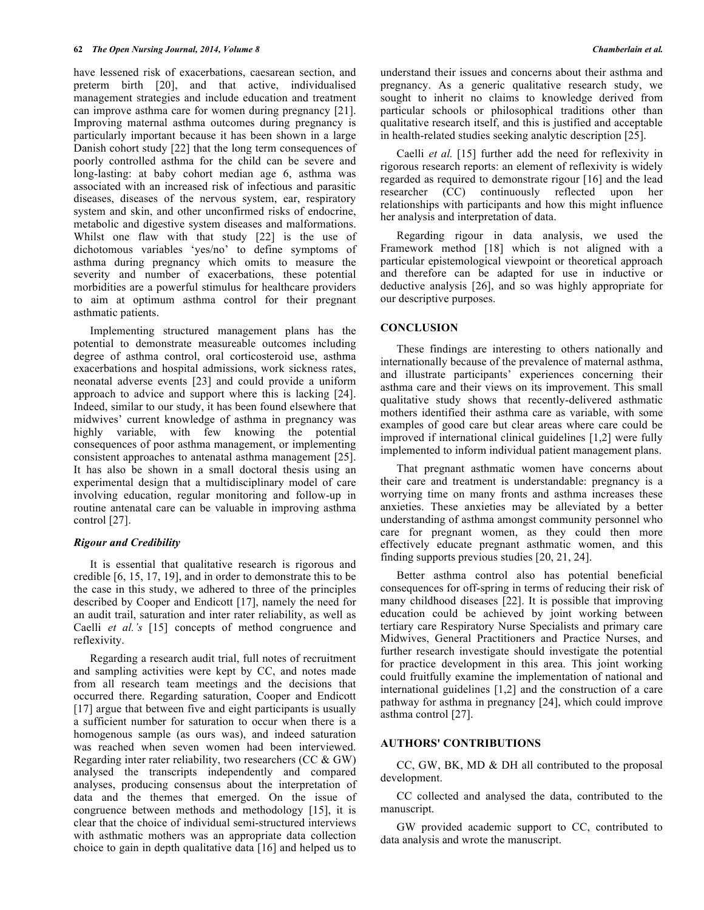have lessened risk of exacerbations, caesarean section, and preterm birth [20], and that active, individualised management strategies and include education and treatment can improve asthma care for women during pregnancy [21]. Improving maternal asthma outcomes during pregnancy is particularly important because it has been shown in a large Danish cohort study [22] that the long term consequences of poorly controlled asthma for the child can be severe and long-lasting: at baby cohort median age 6, asthma was associated with an increased risk of infectious and parasitic diseases, diseases of the nervous system, ear, respiratory system and skin, and other unconfirmed risks of endocrine, metabolic and digestive system diseases and malformations. Whilst one flaw with that study [22] is the use of dichotomous variables 'yes/no' to define symptoms of asthma during pregnancy which omits to measure the severity and number of exacerbations, these potential morbidities are a powerful stimulus for healthcare providers to aim at optimum asthma control for their pregnant asthmatic patients.

Implementing structured management plans has the potential to demonstrate measureable outcomes including degree of asthma control, oral corticosteroid use, asthma exacerbations and hospital admissions, work sickness rates, neonatal adverse events [23] and could provide a uniform approach to advice and support where this is lacking [24]. Indeed, similar to our study, it has been found elsewhere that midwives' current knowledge of asthma in pregnancy was highly variable, with few knowing the potential consequences of poor asthma management, or implementing consistent approaches to antenatal asthma management [25]. It has also be shown in a small doctoral thesis using an experimental design that a multidisciplinary model of care involving education, regular monitoring and follow-up in routine antenatal care can be valuable in improving asthma control [27].

### *Rigour and Credibility*

It is essential that qualitative research is rigorous and credible [6, 15, 17, 19], and in order to demonstrate this to be the case in this study, we adhered to three of the principles described by Cooper and Endicott [17], namely the need for an audit trail, saturation and inter rater reliability, as well as Caelli *et al.'s* [15] concepts of method congruence and reflexivity.

Regarding a research audit trial, full notes of recruitment and sampling activities were kept by CC, and notes made from all research team meetings and the decisions that occurred there. Regarding saturation, Cooper and Endicott [17] argue that between five and eight participants is usually a sufficient number for saturation to occur when there is a homogenous sample (as ours was), and indeed saturation was reached when seven women had been interviewed. Regarding inter rater reliability, two researchers (CC & GW) analysed the transcripts independently and compared analyses, producing consensus about the interpretation of data and the themes that emerged. On the issue of congruence between methods and methodology [15], it is clear that the choice of individual semi-structured interviews with asthmatic mothers was an appropriate data collection choice to gain in depth qualitative data [16] and helped us to understand their issues and concerns about their asthma and pregnancy. As a generic qualitative research study, we sought to inherit no claims to knowledge derived from particular schools or philosophical traditions other than qualitative research itself, and this is justified and acceptable in health-related studies seeking analytic description [25].

Caelli *et al.* [15] further add the need for reflexivity in rigorous research reports: an element of reflexivity is widely regarded as required to demonstrate rigour [16] and the lead researcher (CC) continuously reflected upon her relationships with participants and how this might influence her analysis and interpretation of data.

Regarding rigour in data analysis, we used the Framework method [18] which is not aligned with a particular epistemological viewpoint or theoretical approach and therefore can be adapted for use in inductive or deductive analysis [26], and so was highly appropriate for our descriptive purposes.

## CONCLUSION

These findings are interesting to others nationally and internationally because of the prevalence of maternal asthma, and illustrate participants' experiences concerning their asthma care and their views on its improvement. This small qualitative study shows that recently-delivered asthmatic mothers identified their asthma care as variable, with some examples of good care but clear areas where care could be improved if international clinical guidelines [1,2] were fully implemented to inform individual patient management plans.

That pregnant asthmatic women have concerns about their care and treatment is understandable: pregnancy is a worrying time on many fronts and asthma increases these anxieties. These anxieties may be alleviated by a better understanding of asthma amongst community personnel who care for pregnant women, as they could then more effectively educate pregnant asthmatic women, and this finding supports previous studies [20, 21, 24].

Better asthma control also has potential beneficial consequences for off-spring in terms of reducing their risk of many childhood diseases [22]. It is possible that improving education could be achieved by joint working between tertiary care Respiratory Nurse Specialists and primary care Midwives, General Practitioners and Practice Nurses, and further research investigate should investigate the potential for practice development in this area. This joint working could fruitfully examine the implementation of national and international guidelines [1,2] and the construction of a care pathway for asthma in pregnancy [24], which could improve asthma control [27].

## AUTHORS' CONTRIBUTIONS

CC, GW, BK, MD & DH all contributed to the proposal development.

CC collected and analysed the data, contributed to the manuscript.

GW provided academic support to CC, contributed to data analysis and wrote the manuscript.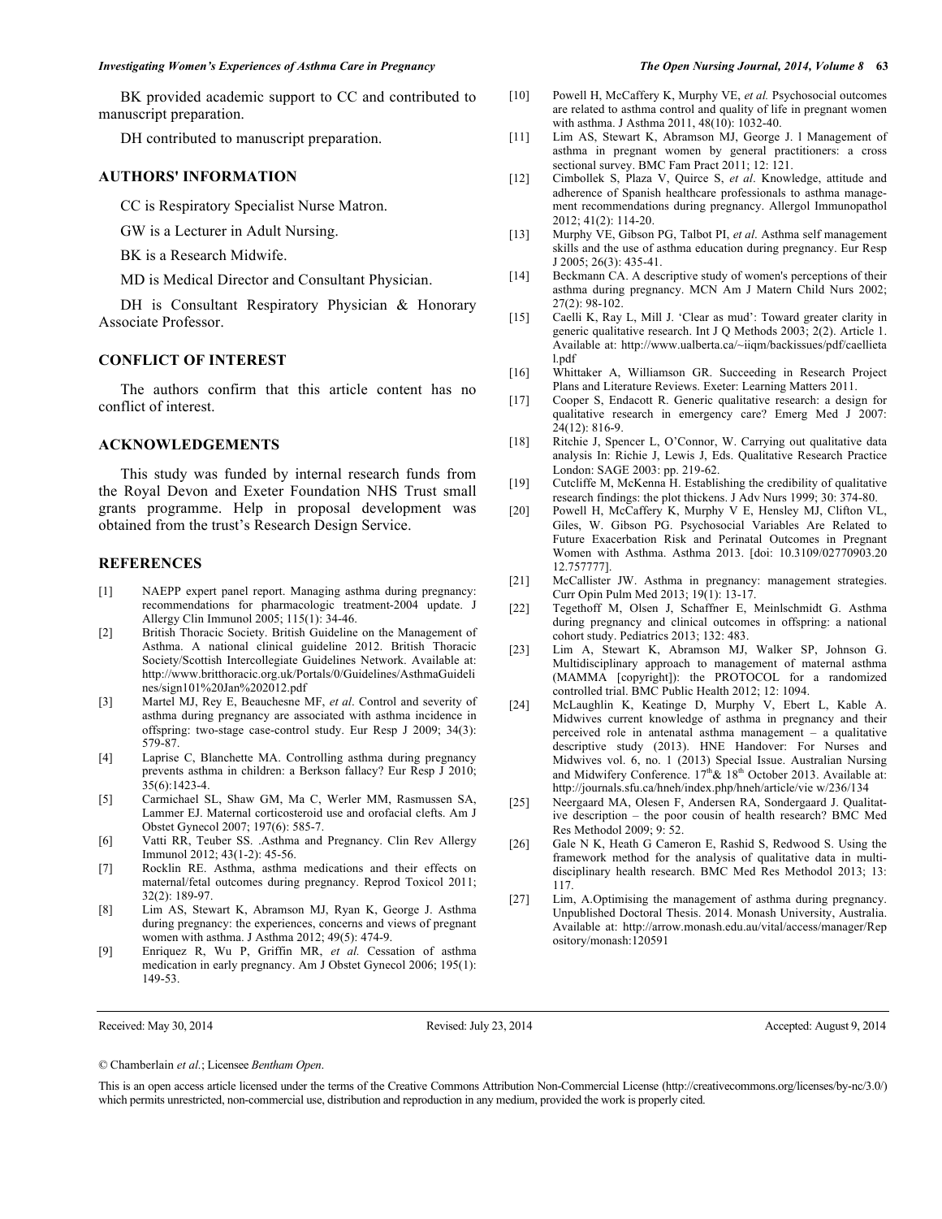BK provided academic support to CC and contributed to manuscript preparation.

DH contributed to manuscript preparation.

## AUTHORS' INFORMATION

CC is Respiratory Specialist Nurse Matron.

GW is a Lecturer in Adult Nursing.

BK is a Research Midwife.

MD is Medical Director and Consultant Physician.

DH is Consultant Respiratory Physician & Honorary Associate Professor.

## CONFLICT OF INTEREST

The authors confirm that this article content has no conflict of interest.

## ACKNOWLEDGEMENTS

This study was funded by internal research funds from the Royal Devon and Exeter Foundation NHS Trust small grants programme. Help in proposal development was obtained from the trust's Research Design Service.

## REFERENCES

[1] NAEPP expert panel report. Managing asthma during pregnancy: recommendations for pharmacologic treatment-2004 update. J Allergy Clin Immunol 2005; 115(1): 34-46.

[2] British Thoracic Society. British Guideline on the Management of Asthma. A national clinical guideline 2012. British Thoracic Society/Scottish Intercollegiate Guidelines Network. Available at: http://www.britthoracic.org.uk/Portals/0/Guidelines/AsthmaGuidelines/sign101%20Jan%202012.pdf

[3] Martel MJ, Rey E, Beauchesne MF, *et al*. Control and severity of asthma during pregnancy are associated with asthma incidence in offspring: two-stage case-control study. Eur Resp J 2009; 34(3): 579-87.

[4] Laprise C, Blanchette MA. Controlling asthma during pregnancy prevents asthma in children: a Berkson fallacy? Eur Resp J 2010; 35(6):1423-4.

[5] Carmichael SL, Shaw GM, Ma C, Werler MM, Rasmussen SA, Lammer EJ. Maternal corticosteroid use and orofacial clefts. Am J Obstet Gynecol 2007; 197(6): 585-7.

[6] Vatti RR, Teuber SS. .Asthma and Pregnancy. Clin Rev Allergy Immunol 2012; 43(1-2): 45-56.

[7] Rocklin RE. Asthma, asthma medications and their effects on maternal/fetal outcomes during pregnancy. Reprod Toxicol 2011; 32(2): 189-97.

[8] Lim AS, Stewart K, Abramson MJ, Ryan K, George J. Asthma during pregnancy: the experiences, concerns and views of pregnant women with asthma. J Asthma 2012; 49(5): 474-9.

[9] Enriquez R, Wu P, Griffin MR, *et al.* Cessation of asthma medication in early pregnancy. Am J Obstet Gynecol 2006; 195(1): 149-53.

[10] Powell H, McCaffery K, Murphy VE, *et al.* Psychosocial outcomes are related to asthma control and quality of life in pregnant women with asthma. J Asthma 2011, 48(10): 1032-40.

[11] Lim AS, Stewart K, Abramson MJ, George J. l Management of asthma in pregnant women by general practitioners: a cross sectional survey. BMC Fam Pract 2011; 12: 121.

[12] Cimbollek S, Plaza V, Quirce S, *et al*. Knowledge, attitude and adherence of Spanish healthcare professionals to asthma management recommendations during pregnancy. Allergol Immunopathol 2012; 41(2): 114-20.

[13] Murphy VE, Gibson PG, Talbot PI, *et al*. Asthma self management skills and the use of asthma education during pregnancy. Eur Resp J 2005; 26(3): 435-41.

[14] Beckmann CA. A descriptive study of women's perceptions of their asthma during pregnancy. MCN Am J Matern Child Nurs 2002; 27(2): 98-102.

[15] Caelli K, Ray L, Mill J. 'Clear as mud': Toward greater clarity in generic qualitative research. Int J Q Methods 2003; 2(2). Article 1. Available at: http://www.ualberta.ca/~iiqm/backissues/pdf/caellietal.pdf

[16] Whittaker A, Williamson GR. Succeeding in Research Project Plans and Literature Reviews. Exeter: Learning Matters 2011.

[17] Cooper S, Endacott R. Generic qualitative research: a design for qualitative research in emergency care? Emerg Med J 2007: 24(12): 816-9.

[18] Ritchie J, Spencer L, O'Connor, W. Carrying out qualitative data analysis In: Richie J, Lewis J, Eds. Qualitative Research Practice London: SAGE 2003: pp. 219-62.

[19] Cutcliffe M, McKenna H. Establishing the credibility of qualitative research findings: the plot thickens. J Adv Nurs 1999; 30: 374-80.

[20] Powell H, McCaffery K, Murphy V E, Hensley MJ, Clifton VL, Giles, W. Gibson PG. Psychosocial Variables Are Related to Future Exacerbation Risk and Perinatal Outcomes in Pregnant Women with Asthma. Asthma 2013. [doi: 10.3109/02770903.2012.757777].

[21] McCallister JW. Asthma in pregnancy: management strategies. Curr Opin Pulm Med 2013; 19(1): 13-17.

[22] Tegethoff M, Olsen J, Schaffner E, Meinlschmidt G. Asthma during pregnancy and clinical outcomes in offspring: a national cohort study. Pediatrics 2013; 132: 483.

[23] Lim A, Stewart K, Abramson MJ, Walker SP, Johnson G. Multidisciplinary approach to management of maternal asthma (MAMMA [copyright]): the PROTOCOL for a randomized controlled trial. BMC Public Health 2012; 12: 1094.

[24] McLaughlin K, Keatinge D, Murphy V, Ebert L, Kable A. Midwives current knowledge of asthma in pregnancy and their perceived role in antenatal asthma management – a qualitative descriptive study (2013). HNE Handover: For Nurses and Midwives vol. 6, no. 1 (2013) Special Issue. Australian Nursing and Midwifery Conference. 17th & 18th October 2013. Available at: http://journals.sfu.ca/hneh/index.php/hneh/article/vie w/236/134

[25] Neergaard MA, Olesen F, Andersen RA, Sondergaard J. Qualitative description – the poor cousin of health research? BMC Med Res Methodol 2009; 9: 52.

[26] Gale N K, Heath G Cameron E, Rashid S, Redwood S. Using the framework method for the analysis of qualitative data in multi-disciplinary health research. BMC Med Res Methodol 2013; 13: 117.

[27] Lim, A.Optimising the management of asthma during pregnancy. Unpublished Doctoral Thesis. 2014. Monash University, Australia. Available at: http://arrow.monash.edu.au/vital/access/manager/Repository/monash:120591

Received: May 30, 2014 Revised: July 23, 2014 Accepted: August 9, 2014

© Chamberlain *et al.*; Licensee *Bentham Open*.

This is an open access article licensed under the terms of the Creative Commons Attribution Non-Commercial License (http://creativecommons.org/licenses/by-nc/3.0/) which permits unrestricted, non-commercial use, distribution and reproduction in any medium, provided the work is properly cited.